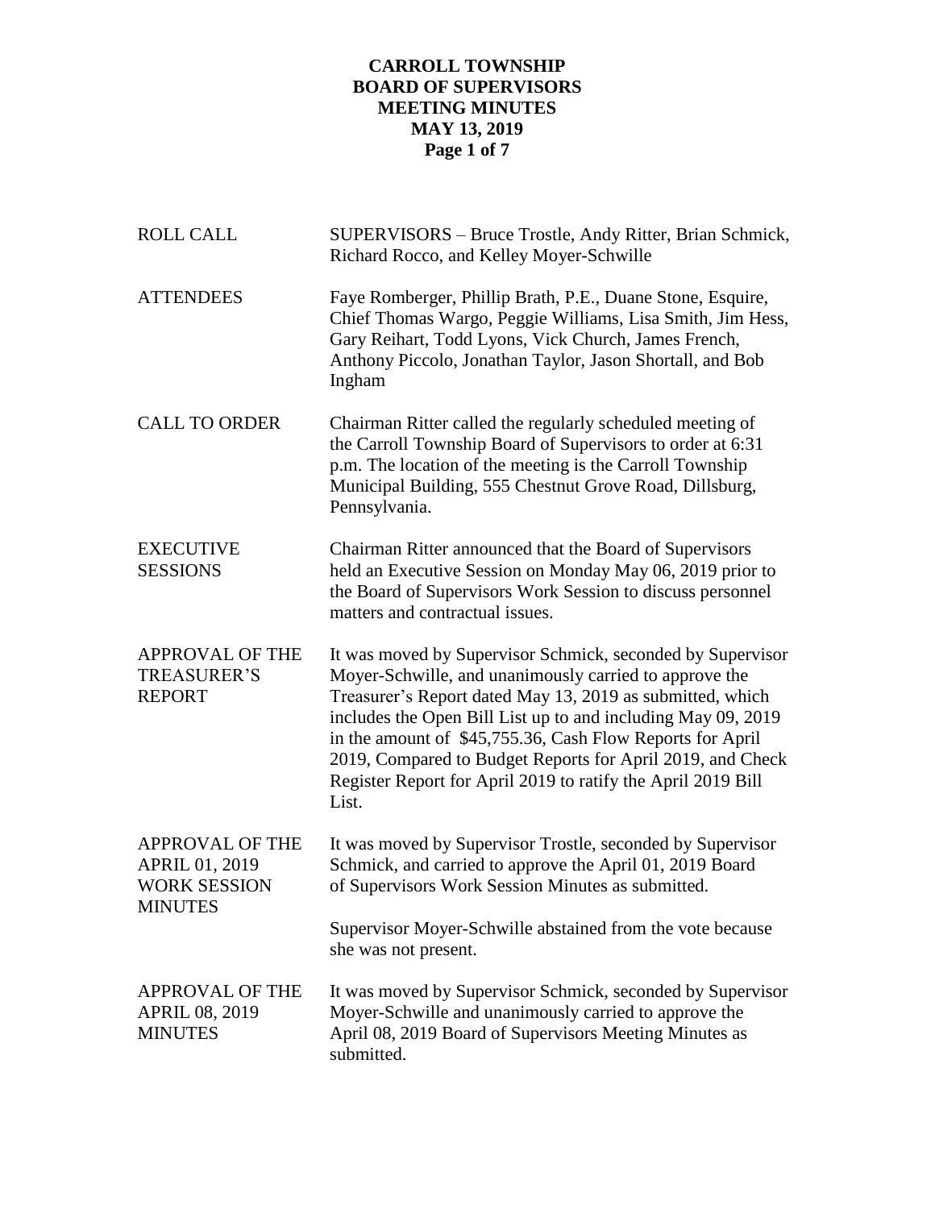# CARROLL TOWNSHIP
# BOARD OF SUPERVISORS
# MEETING MINUTES
# MAY 13, 2019

| | |
|---|---|
| ROLL CALL | SUPERVISORS – Bruce Trostle, Andy Ritter, Brian Schmick, Richard Rocco, and Kelley Moyer-Schwille |
| ATTENDEES | Faye Romberger, Phillip Brath, P.E., Duane Stone, Esquire, Chief Thomas Wargo, Peggie Williams, Lisa Smith, Jim Hess, Gary Reihart, Todd Lyons, Vick Church, James French, Anthony Piccolo, Jonathan Taylor, Jason Shortall, and Bob Ingham |
| CALL TO ORDER | Chairman Ritter called the regularly scheduled meeting of the Carroll Township Board of Supervisors to order at 6:31 p.m. The location of the meeting is the Carroll Township Municipal Building, 555 Chestnut Grove Road, Dillsburg, Pennsylvania. |
| EXECUTIVE SESSIONS | Chairman Ritter announced that the Board of Supervisors held an Executive Session on Monday May 06, 2019 prior to the Board of Supervisors Work Session to discuss personnel matters and contractual issues. |
| APPROVAL OF THE TREASURER'S REPORT | It was moved by Supervisor Schmick, seconded by Supervisor Moyer-Schwille, and unanimously carried to approve the Treasurer's Report dated May 13, 2019 as submitted, which includes the Open Bill List up to and including May 09, 2019 in the amount of $45,755.36, Cash Flow Reports for April 2019, Compared to Budget Reports for April 2019, and Check Register Report for April 2019 to ratify the April 2019 Bill List. |
| APPROVAL OF THE APRIL 01, 2019 WORK SESSION MINUTES | It was moved by Supervisor Trostle, seconded by Supervisor Schmick, and carried to approve the April 01, 2019 Board of Supervisors Work Session Minutes as submitted.<br><br>Supervisor Moyer-Schwille abstained from the vote because she was not present. |
| APPROVAL OF THE APRIL 08, 2019 MINUTES | It was moved by Supervisor Schmick, seconded by Supervisor Moyer-Schwille and unanimously carried to approve the April 08, 2019 Board of Supervisors Meeting Minutes as submitted. |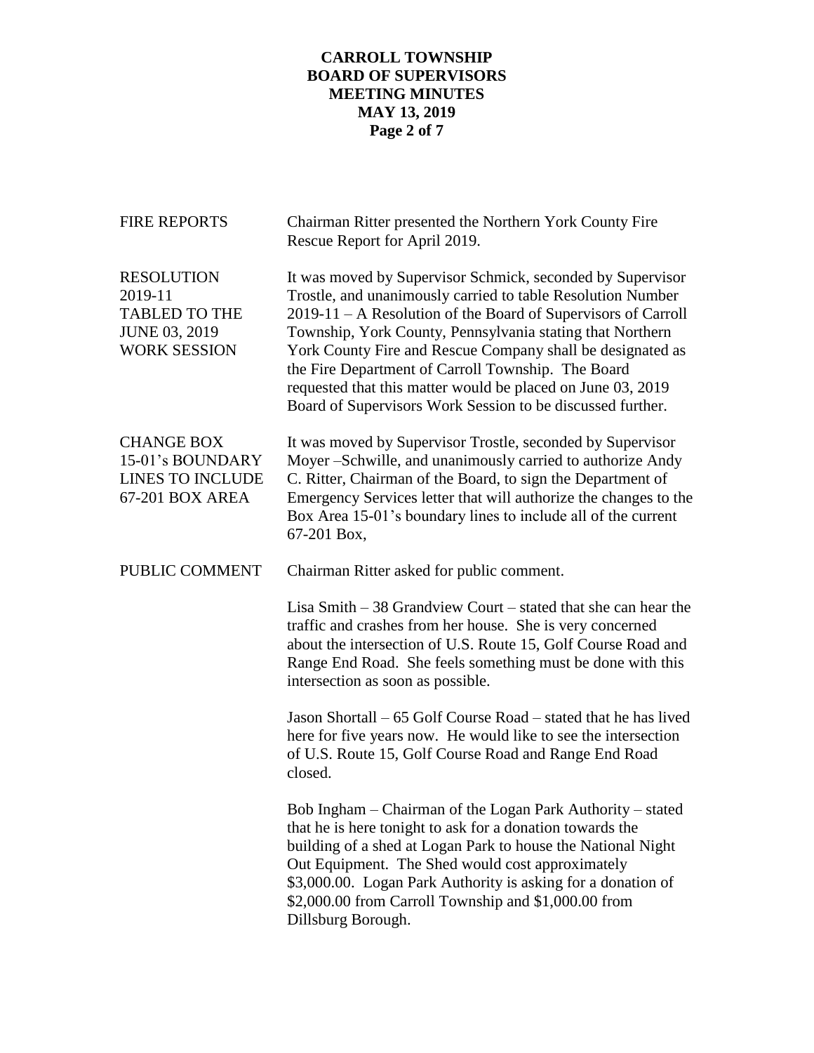**FIRE REPORTS**

Chairman Ritter presented the Northern York County Fire Rescue Report for April 2019.

**RESOLUTION 2019-11 TABLED TO THE JUNE 03, 2019 WORK SESSION**

It was moved by Supervisor Schmick, seconded by Supervisor Trostle, and unanimously carried to table Resolution Number 2019-11 – A Resolution of the Board of Supervisors of Carroll Township, York County, Pennsylvania stating that Northern York County Fire and Rescue Company shall be designated as the Fire Department of Carroll Township. The Board requested that this matter would be placed on June 03, 2019 Board of Supervisors Work Session to be discussed further.

**CHANGE BOX 15-01's BOUNDARY LINES TO INCLUDE 67-201 BOX AREA**

It was moved by Supervisor Trostle, seconded by Supervisor Moyer –Schwille, and unanimously carried to authorize Andy C. Ritter, Chairman of the Board, to sign the Department of Emergency Services letter that will authorize the changes to the Box Area 15-01's boundary lines to include all of the current 67-201 Box,

**PUBLIC COMMENT**

Chairman Ritter asked for public comment.

Lisa Smith – 38 Grandview Court – stated that she can hear the traffic and crashes from her house. She is very concerned about the intersection of U.S. Route 15, Golf Course Road and Range End Road. She feels something must be done with this intersection as soon as possible.

Jason Shortall – 65 Golf Course Road – stated that he has lived here for five years now. He would like to see the intersection of U.S. Route 15, Golf Course Road and Range End Road closed.

Bob Ingham – Chairman of the Logan Park Authority – stated that he is here tonight to ask for a donation towards the building of a shed at Logan Park to house the National Night Out Equipment. The Shed would cost approximately \$3,000.00. Logan Park Authority is asking for a donation of \$2,000.00 from Carroll Township and \$1,000.00 from Dillsburg Borough.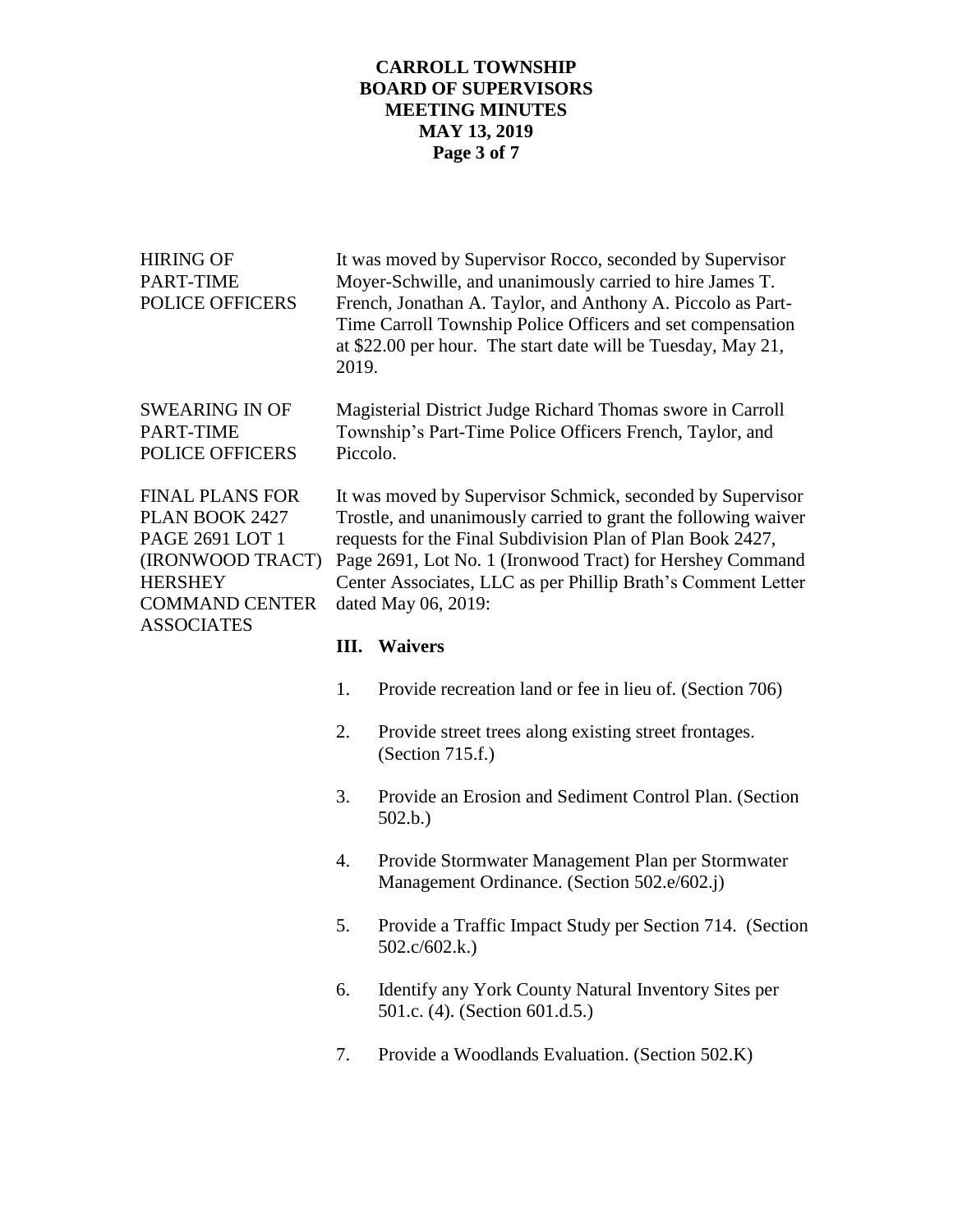**HIRING OF PART-TIME POLICE OFFICERS**

It was moved by Supervisor Rocco, seconded by Supervisor Moyer-Schwille, and unanimously carried to hire James T. French, Jonathan A. Taylor, and Anthony A. Piccolo as Part-Time Carroll Township Police Officers and set compensation at $22.00 per hour. The start date will be Tuesday, May 21, 2019.

**SWEARING IN OF PART-TIME POLICE OFFICERS**

Magisterial District Judge Richard Thomas swore in Carroll Township's Part-Time Police Officers French, Taylor, and Piccolo.

**FINAL PLANS FOR PLAN BOOK 2427 PAGE 2691 LOT 1 (IRONWOOD TRACT) HERSHEY COMMAND CENTER ASSOCIATES**

It was moved by Supervisor Schmick, seconded by Supervisor Trostle, and unanimously carried to grant the following waiver requests for the Final Subdivision Plan of Plan Book 2427, Page 2691, Lot No. 1 (Ironwood Tract) for Hershey Command Center Associates, LLC as per Phillip Brath's Comment Letter dated May 06, 2019:

**III. Waivers**

1. Provide recreation land or fee in lieu of. (Section 706)
2. Provide street trees along existing street frontages. (Section 715.f.)
3. Provide an Erosion and Sediment Control Plan. (Section 502.b.)
4. Provide Stormwater Management Plan per Stormwater Management Ordinance. (Section 502.e/602.j)
5. Provide a Traffic Impact Study per Section 714. (Section 502.c/602.k.)
6. Identify any York County Natural Inventory Sites per 501.c. (4). (Section 601.d.5.)
7. Provide a Woodlands Evaluation. (Section 502.K)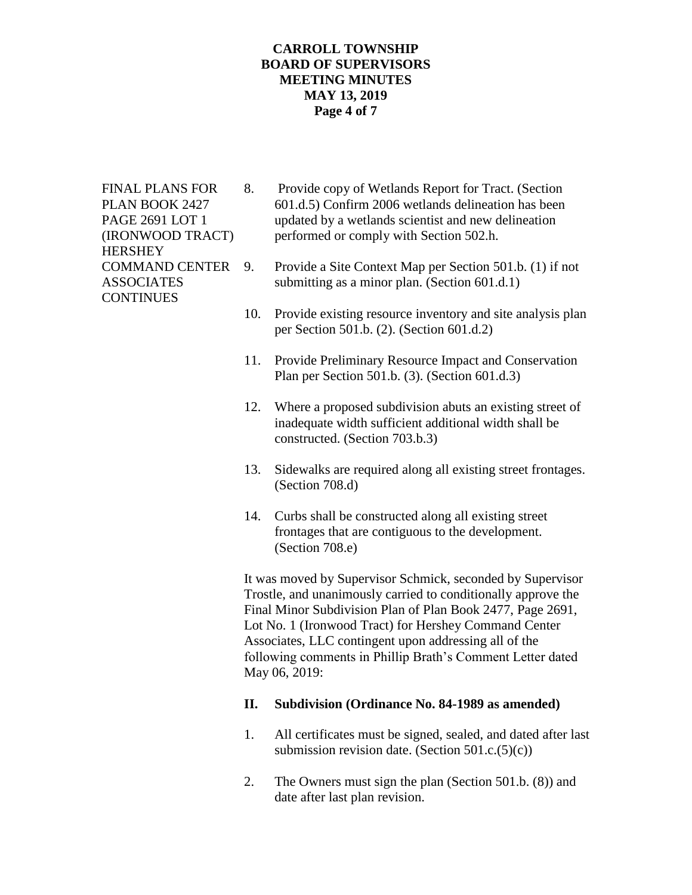FINAL PLANS FOR PLAN BOOK 2427 PAGE 2691 LOT 1 (IRONWOOD TRACT) HERSHEY COMMAND CENTER ASSOCIATES CONTINUES

8. Provide copy of Wetlands Report for Tract. (Section 601.d.5) Confirm 2006 wetlands delineation has been updated by a wetlands scientist and new delineation performed or comply with Section 502.h.

9. Provide a Site Context Map per Section 501.b. (1) if not submitting as a minor plan. (Section 601.d.1)

10. Provide existing resource inventory and site analysis plan per Section 501.b. (2). (Section 601.d.2)

11. Provide Preliminary Resource Impact and Conservation Plan per Section 501.b. (3). (Section 601.d.3)

12. Where a proposed subdivision abuts an existing street of inadequate width sufficient additional width shall be constructed. (Section 703.b.3)

13. Sidewalks are required along all existing street frontages. (Section 708.d)

14. Curbs shall be constructed along all existing street frontages that are contiguous to the development. (Section 708.e)

It was moved by Supervisor Schmick, seconded by Supervisor Trostle, and unanimously carried to conditionally approve the Final Minor Subdivision Plan of Plan Book 2477, Page 2691, Lot No. 1 (Ironwood Tract) for Hershey Command Center Associates, LLC contingent upon addressing all of the following comments in Phillip Brath's Comment Letter dated May 06, 2019:

**II. Subdivision (Ordinance No. 84-1989 as amended)**

1. All certificates must be signed, sealed, and dated after last submission revision date. (Section 501.c.(5)(c))

2. The Owners must sign the plan (Section 501.b. (8)) and date after last plan revision.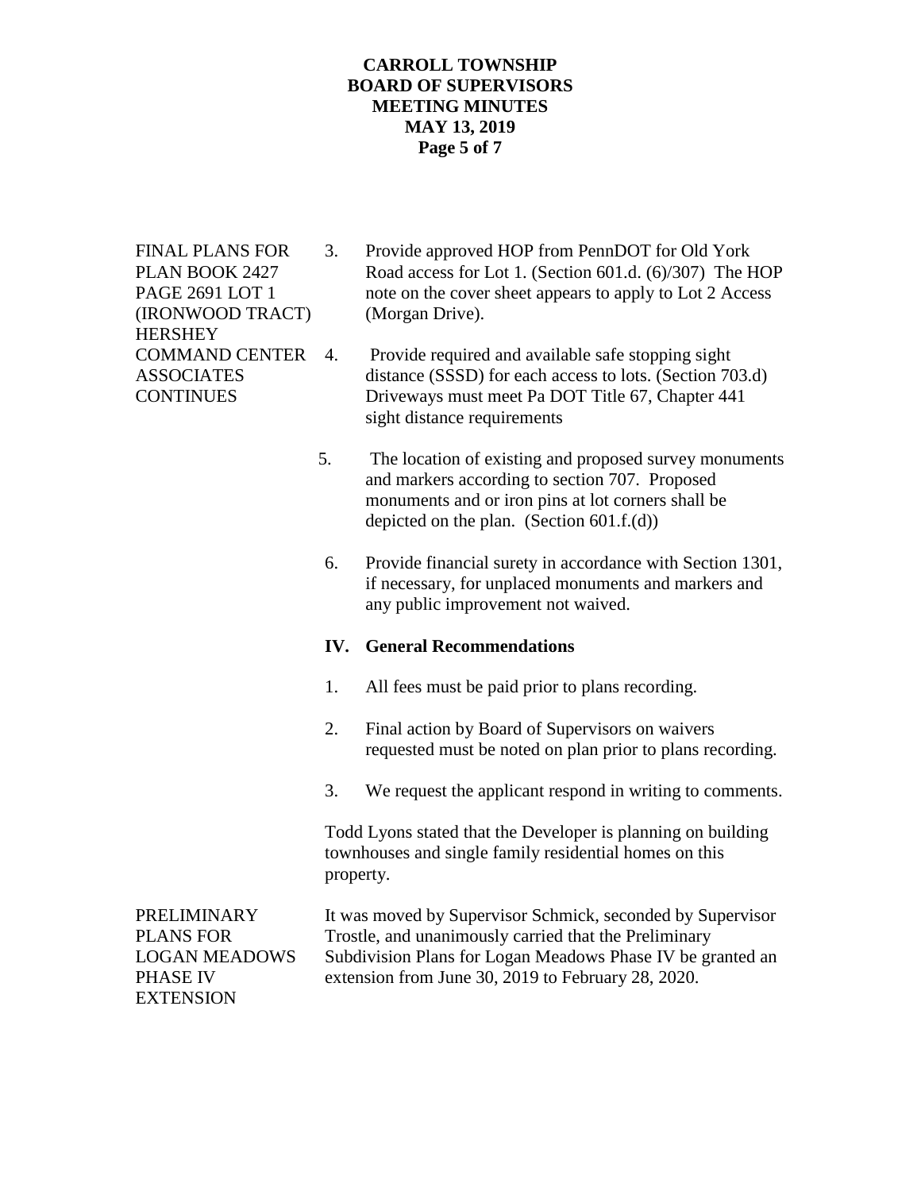FINAL PLANS FOR PLAN BOOK 2427 PAGE 2691 LOT 1 (IRONWOOD TRACT) HERSHEY COMMAND CENTER ASSOCIATES CONTINUES

3. Provide approved HOP from PennDOT for Old York Road access for Lot 1. (Section 601.d. (6)/307) The HOP note on the cover sheet appears to apply to Lot 2 Access (Morgan Drive).

4. Provide required and available safe stopping sight distance (SSSD) for each access to lots. (Section 703.d) Driveways must meet Pa DOT Title 67, Chapter 441 sight distance requirements

5. The location of existing and proposed survey monuments and markers according to section 707. Proposed monuments and or iron pins at lot corners shall be depicted on the plan. (Section 601.f.(d))

6. Provide financial surety in accordance with Section 1301, if necessary, for unplaced monuments and markers and any public improvement not waived.

**IV. General Recommendations**

1. All fees must be paid prior to plans recording.

2. Final action by Board of Supervisors on waivers requested must be noted on plan prior to plans recording.

3. We request the applicant respond in writing to comments.

Todd Lyons stated that the Developer is planning on building townhouses and single family residential homes on this property.

PRELIMINARY PLANS FOR LOGAN MEADOWS PHASE IV EXTENSION

It was moved by Supervisor Schmick, seconded by Supervisor Trostle, and unanimously carried that the Preliminary Subdivision Plans for Logan Meadows Phase IV be granted an extension from June 30, 2019 to February 28, 2020.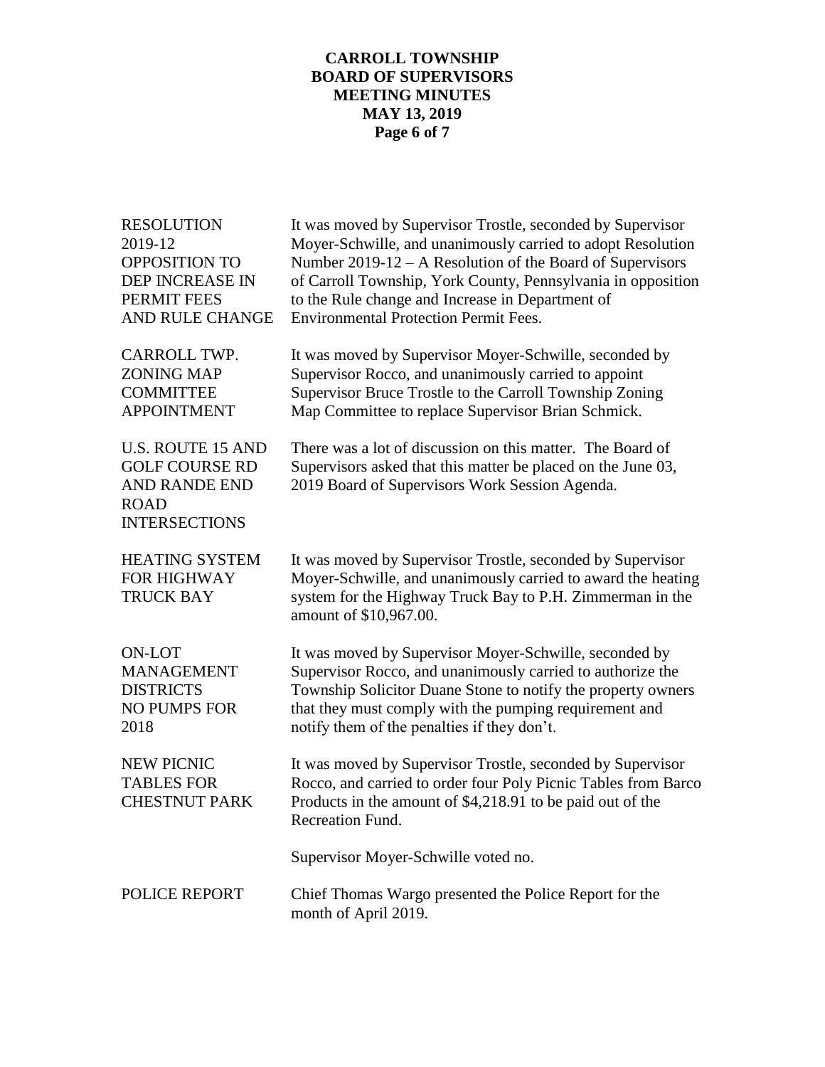**RESOLUTION 2019-12 OPPOSITION TO DEP INCREASE IN PERMIT FEES AND RULE CHANGE**

It was moved by Supervisor Trostle, seconded by Supervisor Moyer-Schwille, and unanimously carried to adopt Resolution Number 2019-12 – A Resolution of the Board of Supervisors of Carroll Township, York County, Pennsylvania in opposition to the Rule change and Increase in Department of Environmental Protection Permit Fees.

**CARROLL TWP. ZONING MAP COMMITTEE APPOINTMENT**

It was moved by Supervisor Moyer-Schwille, seconded by Supervisor Rocco, and unanimously carried to appoint Supervisor Bruce Trostle to the Carroll Township Zoning Map Committee to replace Supervisor Brian Schmick.

**U.S. ROUTE 15 AND GOLF COURSE RD AND RANDE END ROAD INTERSECTIONS**

There was a lot of discussion on this matter. The Board of Supervisors asked that this matter be placed on the June 03, 2019 Board of Supervisors Work Session Agenda.

**HEATING SYSTEM FOR HIGHWAY TRUCK BAY**

It was moved by Supervisor Trostle, seconded by Supervisor Moyer-Schwille, and unanimously carried to award the heating system for the Highway Truck Bay to P.H. Zimmerman in the amount of $10,967.00.

**ON-LOT MANAGEMENT DISTRICTS NO PUMPS FOR 2018**

It was moved by Supervisor Moyer-Schwille, seconded by Supervisor Rocco, and unanimously carried to authorize the Township Solicitor Duane Stone to notify the property owners that they must comply with the pumping requirement and notify them of the penalties if they don't.

**NEW PICNIC TABLES FOR CHESTNUT PARK**

It was moved by Supervisor Trostle, seconded by Supervisor Rocco, and carried to order four Poly Picnic Tables from Barco Products in the amount of $4,218.91 to be paid out of the Recreation Fund.

Supervisor Moyer-Schwille voted no.

**POLICE REPORT**

Chief Thomas Wargo presented the Police Report for the month of April 2019.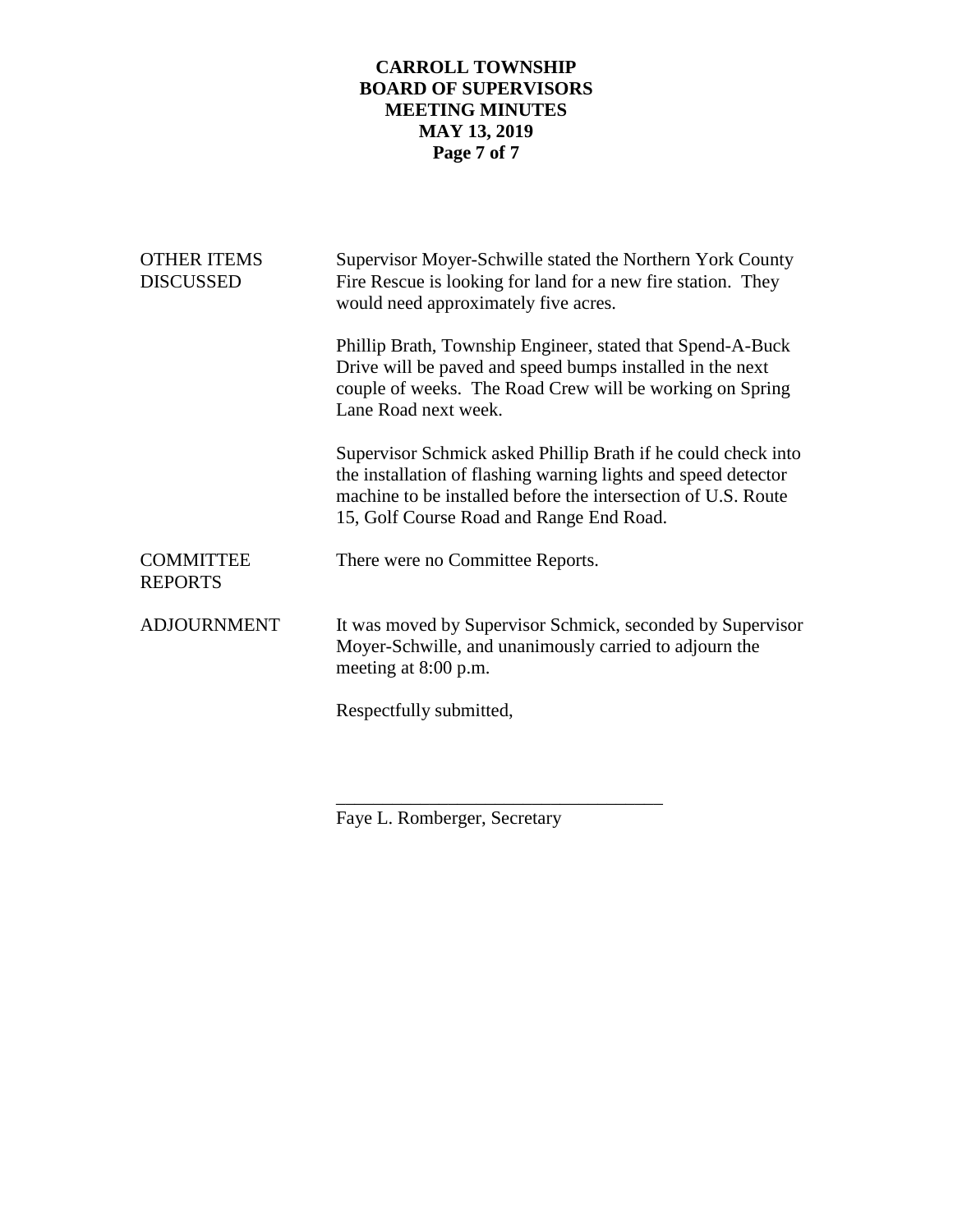**CARROLL TOWNSHIP**
**BOARD OF SUPERVISORS**
**MEETING MINUTES**
**MAY 13, 2019**

| | |
|---|---|
| OTHER ITEMS DISCUSSED | Supervisor Moyer-Schwille stated the Northern York County Fire Rescue is looking for land for a new fire station. They would need approximately five acres. |
| | Phillip Brath, Township Engineer, stated that Spend-A-Buck Drive will be paved and speed bumps installed in the next couple of weeks. The Road Crew will be working on Spring Lane Road next week. |
| | Supervisor Schmick asked Phillip Brath if he could check into the installation of flashing warning lights and speed detector machine to be installed before the intersection of U.S. Route 15, Golf Course Road and Range End Road. |
| COMMITTEE REPORTS | There were no Committee Reports. |
| ADJOURNMENT | It was moved by Supervisor Schmick, seconded by Supervisor Moyer-Schwille, and unanimously carried to adjourn the meeting at 8:00 p.m. |

Respectfully submitted,

\_\_\_\_\_\_\_\_\_\_\_\_\_\_\_\_\_\_\_\_\_\_\_\_\_\_\_\_\_\_\_\_\_\_\_

Faye L. Romberger, Secretary